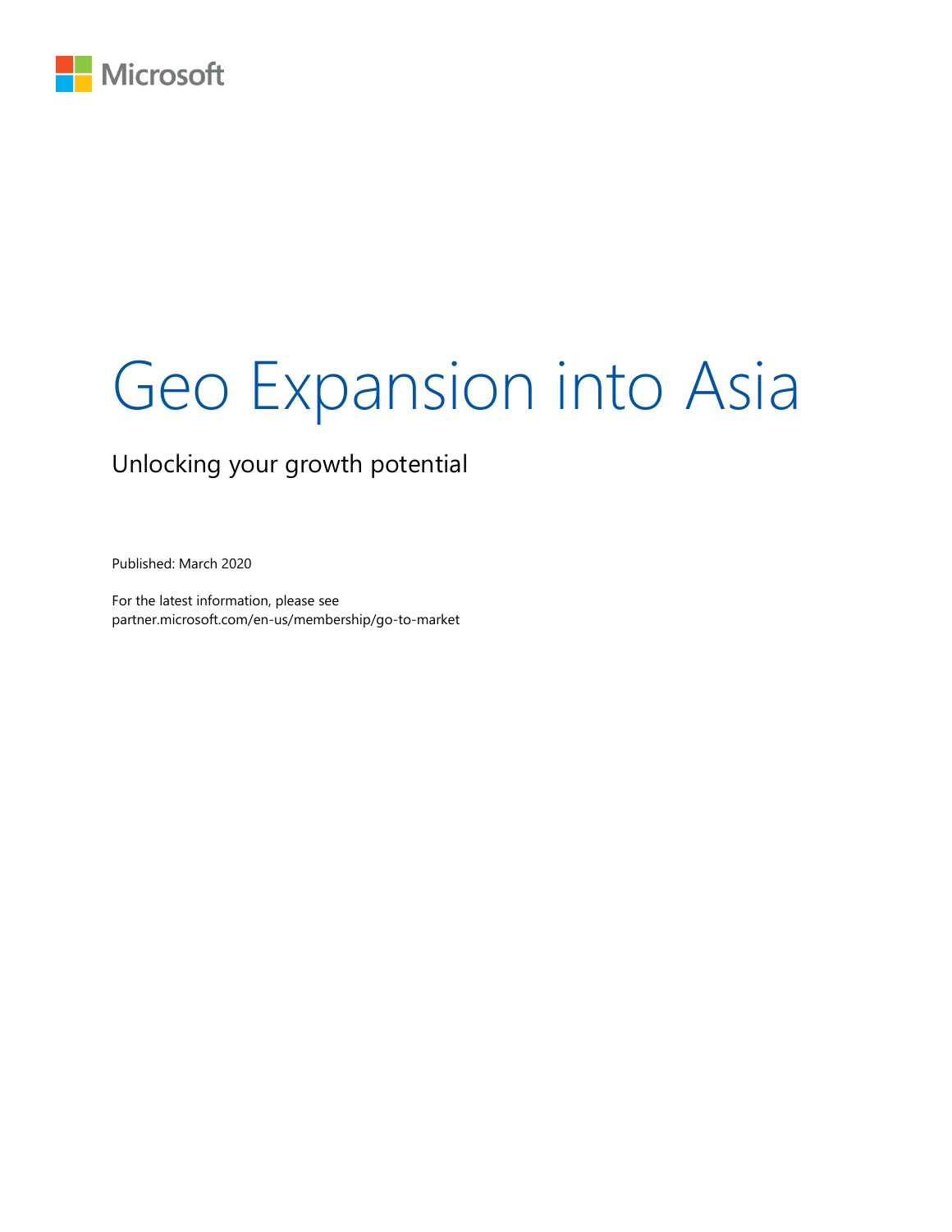Microsoft

# Geo Expansion into Asia

## Unlocking your growth potential

Published: March 2020

For the latest information, please see
partner.microsoft.com/en-us/membership/go-to-market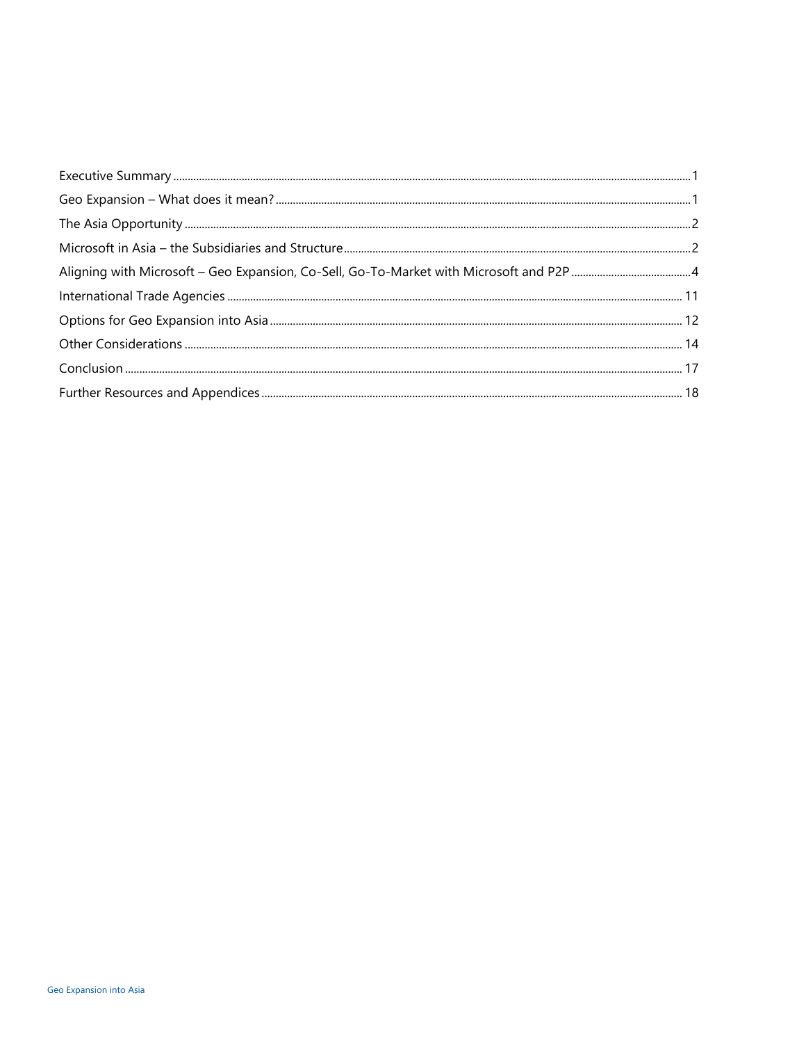Executive Summary .......... 1

Geo Expansion – What does it mean? .......... 1

The Asia Opportunity .......... 2

Microsoft in Asia – the Subsidiaries and Structure .......... 2

Aligning with Microsoft – Geo Expansion, Co-Sell, Go-To-Market with Microsoft and P2P .......... 4

International Trade Agencies .......... 11

Options for Geo Expansion into Asia .......... 12

Other Considerations .......... 14

Conclusion .......... 17

Further Resources and Appendices .......... 18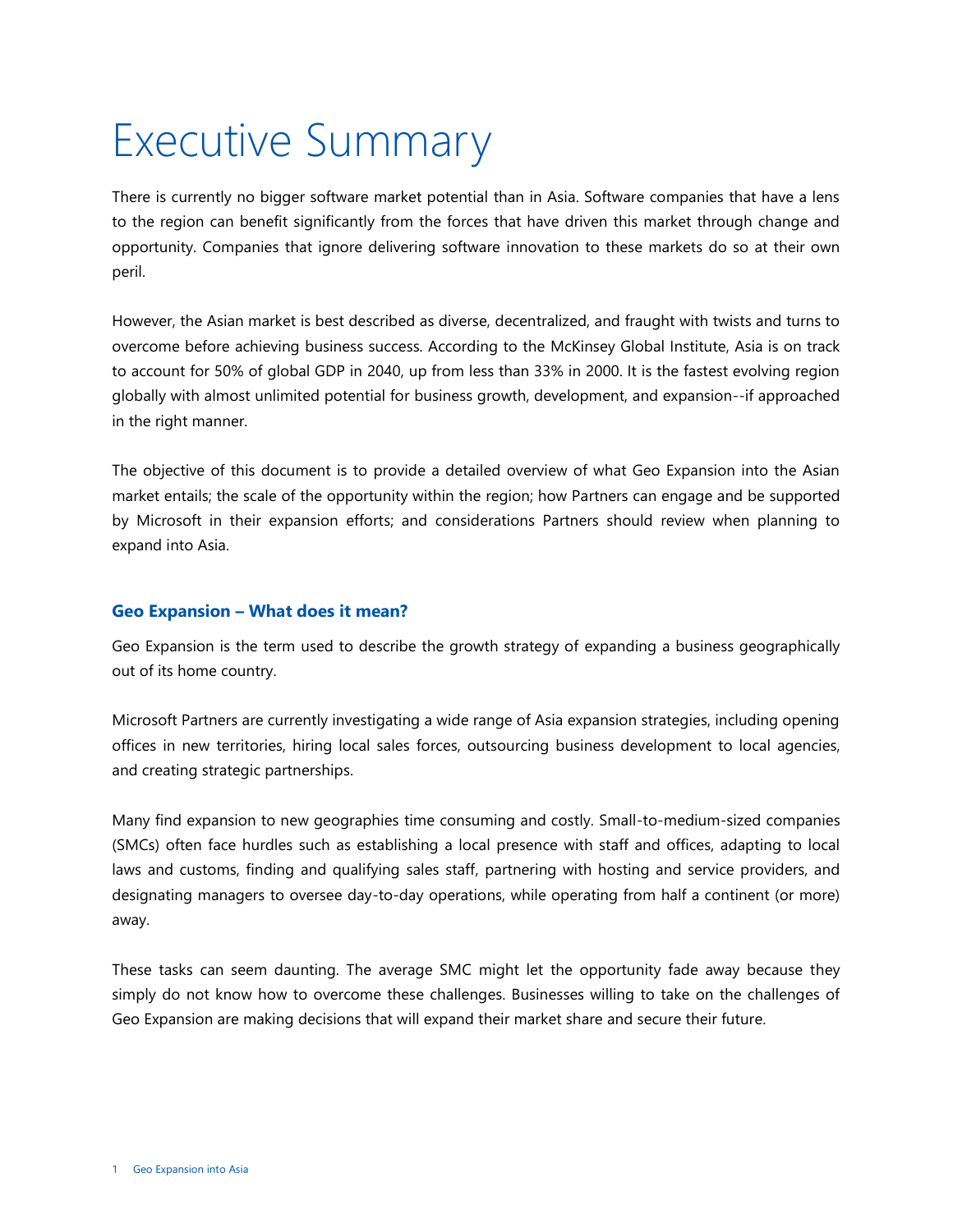# Executive Summary

There is currently no bigger software market potential than in Asia. Software companies that have a lens to the region can benefit significantly from the forces that have driven this market through change and opportunity. Companies that ignore delivering software innovation to these markets do so at their own peril.

However, the Asian market is best described as diverse, decentralized, and fraught with twists and turns to overcome before achieving business success. According to the McKinsey Global Institute, Asia is on track to account for 50% of global GDP in 2040, up from less than 33% in 2000. It is the fastest evolving region globally with almost unlimited potential for business growth, development, and expansion--if approached in the right manner.

The objective of this document is to provide a detailed overview of what Geo Expansion into the Asian market entails; the scale of the opportunity within the region; how Partners can engage and be supported by Microsoft in their expansion efforts; and considerations Partners should review when planning to expand into Asia.

### Geo Expansion – What does it mean?

Geo Expansion is the term used to describe the growth strategy of expanding a business geographically out of its home country.

Microsoft Partners are currently investigating a wide range of Asia expansion strategies, including opening offices in new territories, hiring local sales forces, outsourcing business development to local agencies, and creating strategic partnerships.

Many find expansion to new geographies time consuming and costly. Small-to-medium-sized companies (SMCs) often face hurdles such as establishing a local presence with staff and offices, adapting to local laws and customs, finding and qualifying sales staff, partnering with hosting and service providers, and designating managers to oversee day-to-day operations, while operating from half a continent (or more) away.

These tasks can seem daunting. The average SMC might let the opportunity fade away because they simply do not know how to overcome these challenges. Businesses willing to take on the challenges of Geo Expansion are making decisions that will expand their market share and secure their future.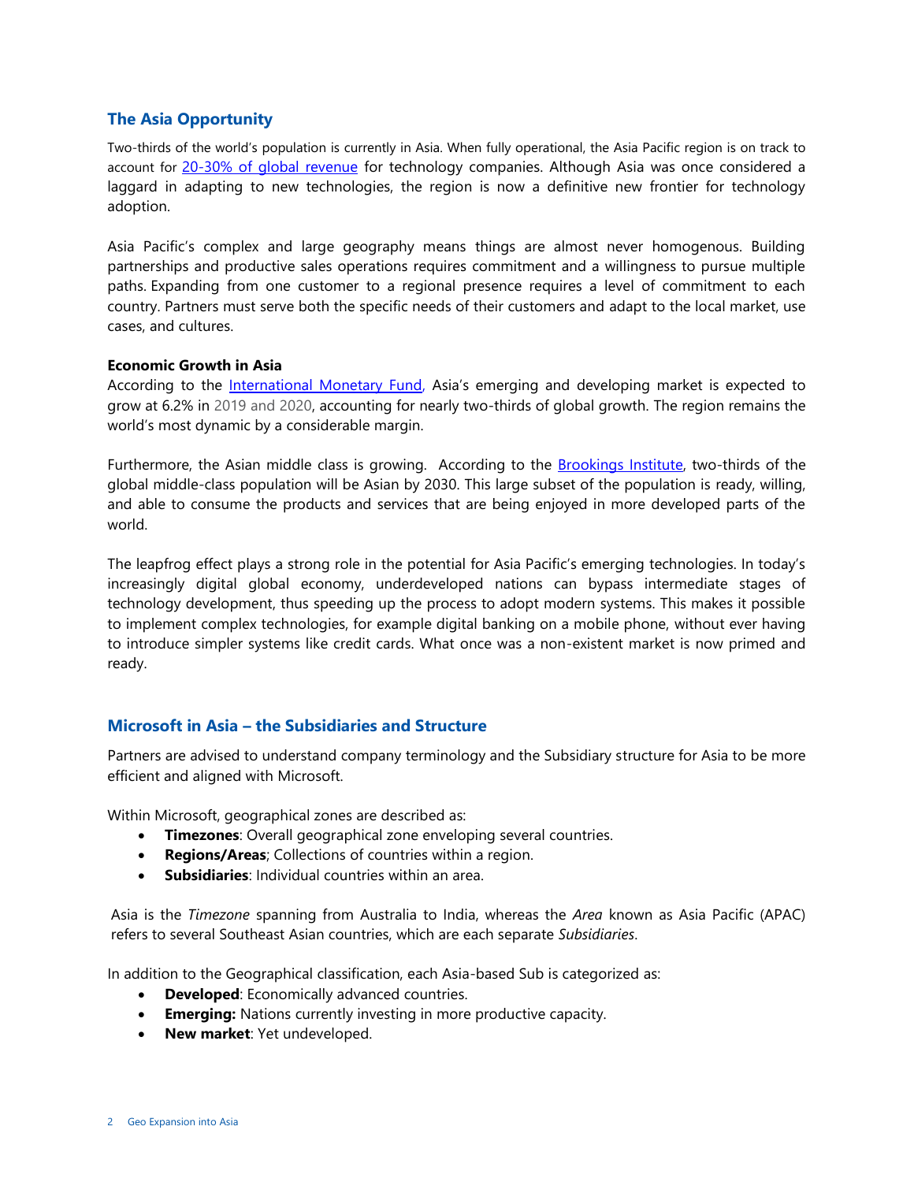## The Asia Opportunity

Two-thirds of the world's population is currently in Asia. When fully operational, the Asia Pacific region is on track to account for [20-30% of global revenue](#) for technology companies. Although Asia was once considered a laggard in adapting to new technologies, the region is now a definitive new frontier for technology adoption.

Asia Pacific's complex and large geography means things are almost never homogenous. Building partnerships and productive sales operations requires commitment and a willingness to pursue multiple paths. Expanding from one customer to a regional presence requires a level of commitment to each country. Partners must serve both the specific needs of their customers and adapt to the local market, use cases, and cultures.

**Economic Growth in Asia**

According to the [International Monetary Fund](#), Asia's emerging and developing market is expected to grow at 6.2% in 2019 and 2020, accounting for nearly two-thirds of global growth. The region remains the world's most dynamic by a considerable margin.

Furthermore, the Asian middle class is growing. According to the [Brookings Institute](#), two-thirds of the global middle-class population will be Asian by 2030. This large subset of the population is ready, willing, and able to consume the products and services that are being enjoyed in more developed parts of the world.

The leapfrog effect plays a strong role in the potential for Asia Pacific's emerging technologies. In today's increasingly digital global economy, underdeveloped nations can bypass intermediate stages of technology development, thus speeding up the process to adopt modern systems. This makes it possible to implement complex technologies, for example digital banking on a mobile phone, without ever having to introduce simpler systems like credit cards. What once was a non-existent market is now primed and ready.

## Microsoft in Asia – the Subsidiaries and Structure

Partners are advised to understand company terminology and the Subsidiary structure for Asia to be more efficient and aligned with Microsoft.

Within Microsoft, geographical zones are described as:

- **Timezones**: Overall geographical zone enveloping several countries.
- **Regions/Areas**; Collections of countries within a region.
- **Subsidiaries**: Individual countries within an area.

Asia is the *Timezone* spanning from Australia to India, whereas the *Area* known as Asia Pacific (APAC) refers to several Southeast Asian countries, which are each separate *Subsidiaries*.

In addition to the Geographical classification, each Asia-based Sub is categorized as:

- **Developed**: Economically advanced countries.
- **Emerging:** Nations currently investing in more productive capacity.
- **New market**: Yet undeveloped.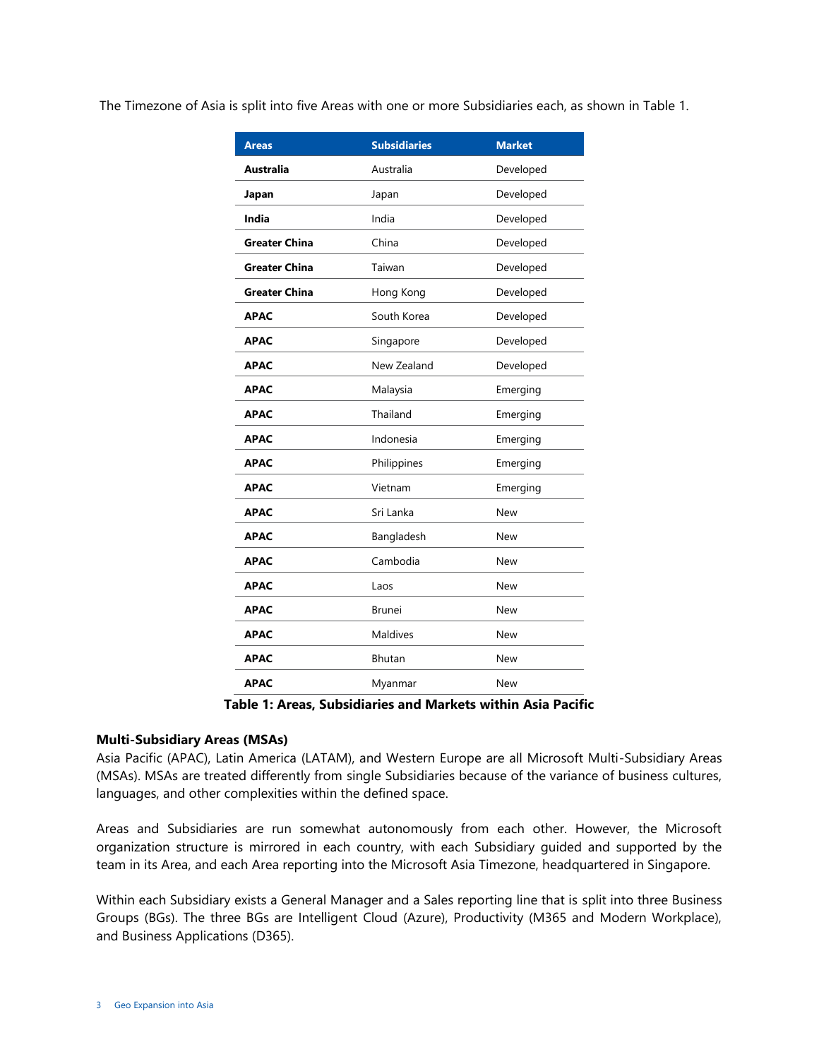The Timezone of Asia is split into five Areas with one or more Subsidiaries each, as shown in Table 1.

| Areas | Subsidiaries | Market |
| --- | --- | --- |
| **Australia** | Australia | Developed |
| **Japan** | Japan | Developed |
| **India** | India | Developed |
| **Greater China** | China | Developed |
| **Greater China** | Taiwan | Developed |
| **Greater China** | Hong Kong | Developed |
| **APAC** | South Korea | Developed |
| **APAC** | Singapore | Developed |
| **APAC** | New Zealand | Developed |
| **APAC** | Malaysia | Emerging |
| **APAC** | Thailand | Emerging |
| **APAC** | Indonesia | Emerging |
| **APAC** | Philippines | Emerging |
| **APAC** | Vietnam | Emerging |
| **APAC** | Sri Lanka | New |
| **APAC** | Bangladesh | New |
| **APAC** | Cambodia | New |
| **APAC** | Laos | New |
| **APAC** | Brunei | New |
| **APAC** | Maldives | New |
| **APAC** | Bhutan | New |
| **APAC** | Myanmar | New |

**Table 1: Areas, Subsidiaries and Markets within Asia Pacific**

**Multi-Subsidiary Areas (MSAs)**

Asia Pacific (APAC), Latin America (LATAM), and Western Europe are all Microsoft Multi-Subsidiary Areas (MSAs). MSAs are treated differently from single Subsidiaries because of the variance of business cultures, languages, and other complexities within the defined space.

Areas and Subsidiaries are run somewhat autonomously from each other. However, the Microsoft organization structure is mirrored in each country, with each Subsidiary guided and supported by the team in its Area, and each Area reporting into the Microsoft Asia Timezone, headquartered in Singapore.

Within each Subsidiary exists a General Manager and a Sales reporting line that is split into three Business Groups (BGs). The three BGs are Intelligent Cloud (Azure), Productivity (M365 and Modern Workplace), and Business Applications (D365).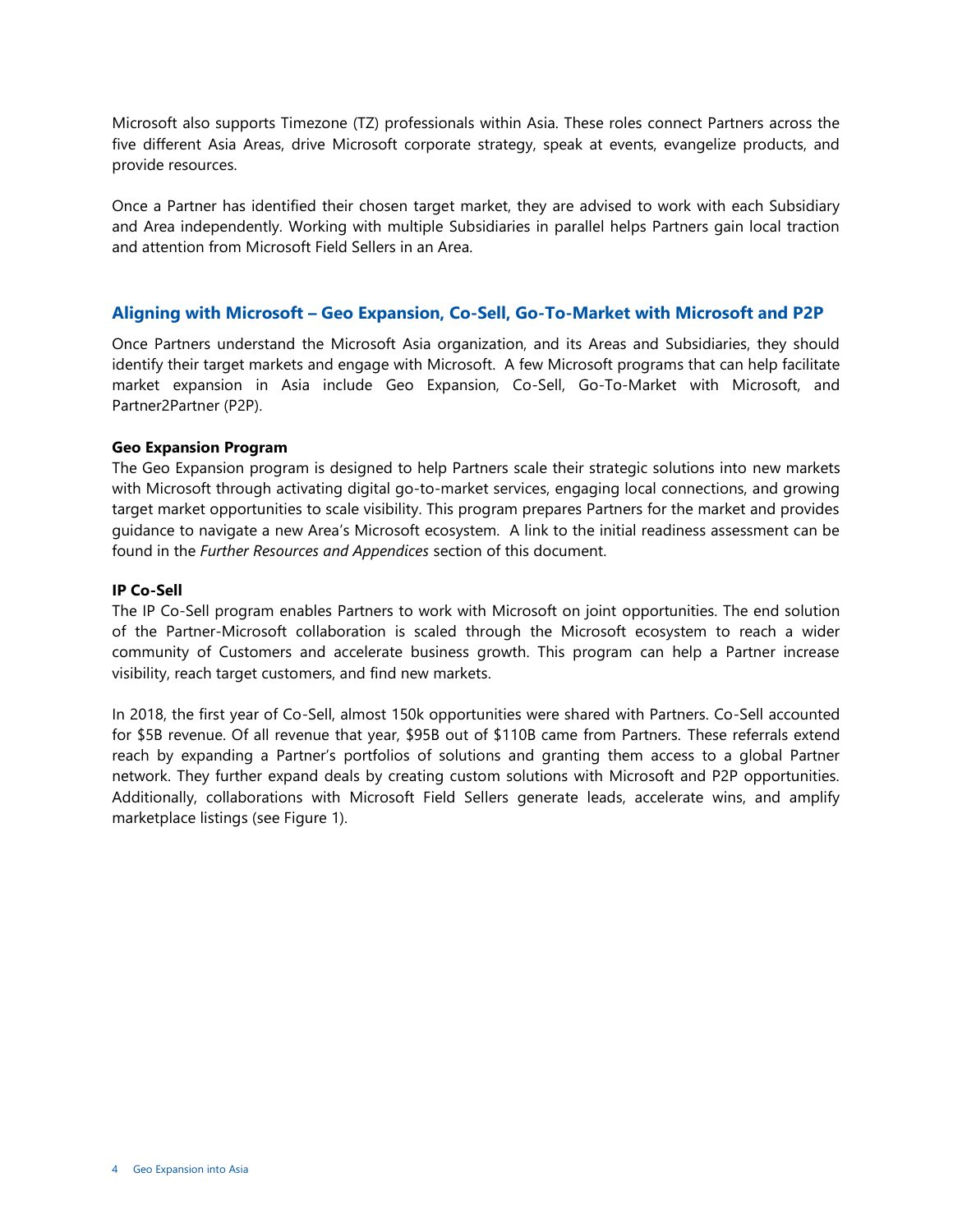Microsoft also supports Timezone (TZ) professionals within Asia. These roles connect Partners across the five different Asia Areas, drive Microsoft corporate strategy, speak at events, evangelize products, and provide resources.

Once a Partner has identified their chosen target market, they are advised to work with each Subsidiary and Area independently. Working with multiple Subsidiaries in parallel helps Partners gain local traction and attention from Microsoft Field Sellers in an Area.

## Aligning with Microsoft – Geo Expansion, Co-Sell, Go-To-Market with Microsoft and P2P

Once Partners understand the Microsoft Asia organization, and its Areas and Subsidiaries, they should identify their target markets and engage with Microsoft. A few Microsoft programs that can help facilitate market expansion in Asia include Geo Expansion, Co-Sell, Go-To-Market with Microsoft, and Partner2Partner (P2P).

### Geo Expansion Program

The Geo Expansion program is designed to help Partners scale their strategic solutions into new markets with Microsoft through activating digital go-to-market services, engaging local connections, and growing target market opportunities to scale visibility. This program prepares Partners for the market and provides guidance to navigate a new Area's Microsoft ecosystem. A link to the initial readiness assessment can be found in the *Further Resources and Appendices* section of this document.

### IP Co-Sell

The IP Co-Sell program enables Partners to work with Microsoft on joint opportunities. The end solution of the Partner-Microsoft collaboration is scaled through the Microsoft ecosystem to reach a wider community of Customers and accelerate business growth. This program can help a Partner increase visibility, reach target customers, and find new markets.

In 2018, the first year of Co-Sell, almost 150k opportunities were shared with Partners. Co-Sell accounted for $5B revenue. Of all revenue that year, $95B out of $110B came from Partners. These referrals extend reach by expanding a Partner's portfolios of solutions and granting them access to a global Partner network. They further expand deals by creating custom solutions with Microsoft and P2P opportunities. Additionally, collaborations with Microsoft Field Sellers generate leads, accelerate wins, and amplify marketplace listings (see Figure 1).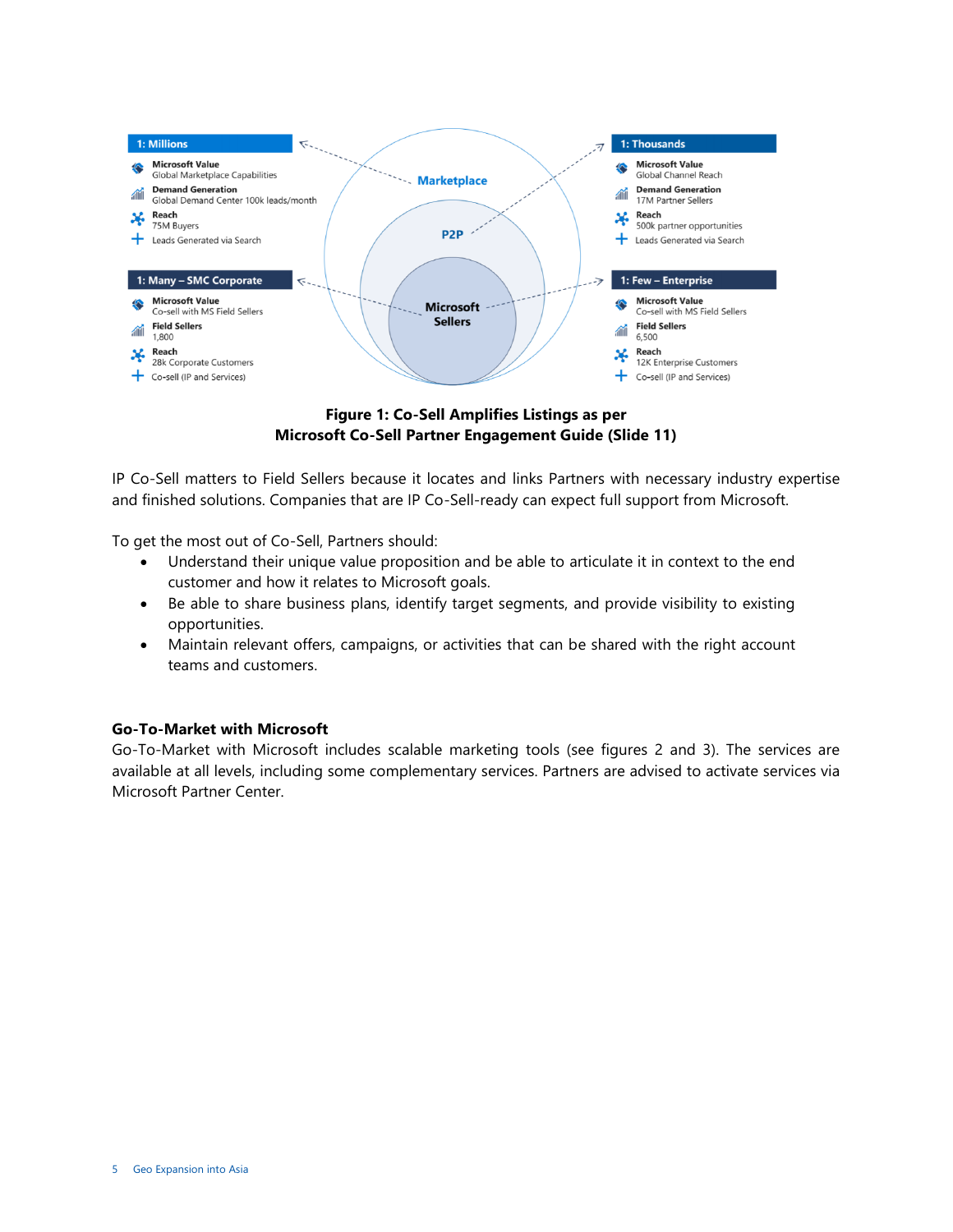**1: Millions**

- **Microsoft Value**
  Global Marketplace Capabilities
- **Demand Generation**
  Global Demand Center 100k leads/month
- **Reach**
  75M Buyers
- Leads Generated via Search

**1: Thousands**

- **Microsoft Value**
  Global Channel Reach
- **Demand Generation**
  17M Partner Sellers
- **Reach**
  500k partner opportunities
- Leads Generated via Search

Marketplace

P2P

Microsoft Sellers

**1: Many – SMC Corporate**

- **Microsoft Value**
  Co-sell with MS Field Sellers
- **Field Sellers**
  1,800
- **Reach**
  28k Corporate Customers
- Co-sell (IP and Services)

**1: Few – Enterprise**

- **Microsoft Value**
  Co-sell with MS Field Sellers
- **Field Sellers**
  6,500
- **Reach**
  12K Enterprise Customers
- Co-sell (IP and Services)

**Figure 1: Co-Sell Amplifies Listings as per Microsoft Co-Sell Partner Engagement Guide (Slide 11)**

IP Co-Sell matters to Field Sellers because it locates and links Partners with necessary industry expertise and finished solutions. Companies that are IP Co-Sell-ready can expect full support from Microsoft.

To get the most out of Co-Sell, Partners should:

- Understand their unique value proposition and be able to articulate it in context to the end customer and how it relates to Microsoft goals.
- Be able to share business plans, identify target segments, and provide visibility to existing opportunities.
- Maintain relevant offers, campaigns, or activities that can be shared with the right account teams and customers.

### Go-To-Market with Microsoft

Go-To-Market with Microsoft includes scalable marketing tools (see figures 2 and 3). The services are available at all levels, including some complementary services. Partners are advised to activate services via Microsoft Partner Center.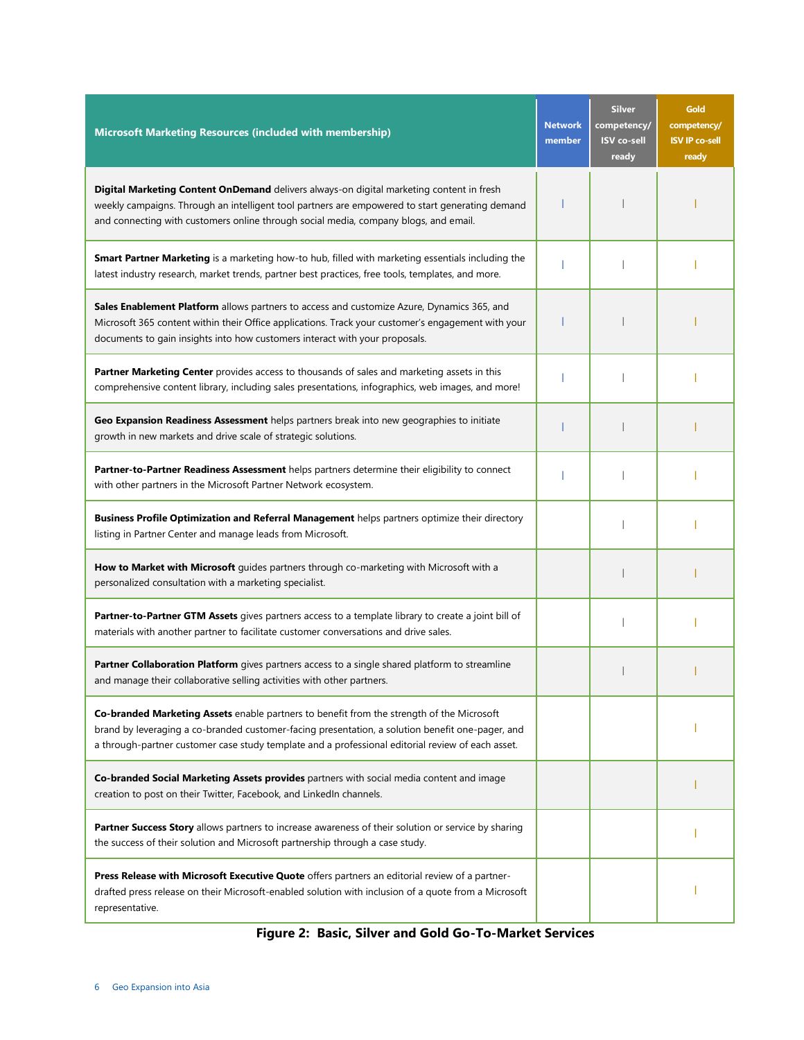| Microsoft Marketing Resources (included with membership) | Network member | Silver competency/ ISV co-sell ready | Gold competency/ ISV IP co-sell ready |
|---|---|---|---|
| **Digital Marketing Content OnDemand** delivers always-on digital marketing content in fresh weekly campaigns. Through an intelligent tool partners are empowered to start generating demand and connecting with customers online through social media, company blogs, and email. | ✓ | ✓ | ✓ |
| **Smart Partner Marketing** is a marketing how-to hub, filled with marketing essentials including the latest industry research, market trends, partner best practices, free tools, templates, and more. | ✓ | ✓ | ✓ |
| **Sales Enablement Platform** allows partners to access and customize Azure, Dynamics 365, and Microsoft 365 content within their Office applications. Track your customer's engagement with your documents to gain insights into how customers interact with your proposals. | ✓ | ✓ | ✓ |
| **Partner Marketing Center** provides access to thousands of sales and marketing assets in this comprehensive content library, including sales presentations, infographics, web images, and more! | ✓ | ✓ | ✓ |
| **Geo Expansion Readiness Assessment** helps partners break into new geographies to initiate growth in new markets and drive scale of strategic solutions. | ✓ | ✓ | ✓ |
| **Partner-to-Partner Readiness Assessment** helps partners determine their eligibility to connect with other partners in the Microsoft Partner Network ecosystem. | ✓ | ✓ | ✓ |
| **Business Profile Optimization and Referral Management** helps partners optimize their directory listing in Partner Center and manage leads from Microsoft. | | ✓ | ✓ |
| **How to Market with Microsoft** guides partners through co-marketing with Microsoft with a personalized consultation with a marketing specialist. | | ✓ | ✓ |
| **Partner-to-Partner GTM Assets** gives partners access to a template library to create a joint bill of materials with another partner to facilitate customer conversations and drive sales. | | ✓ | ✓ |
| **Partner Collaboration Platform** gives partners access to a single shared platform to streamline and manage their collaborative selling activities with other partners. | | ✓ | ✓ |
| **Co-branded Marketing Assets** enable partners to benefit from the strength of the Microsoft brand by leveraging a co-branded customer-facing presentation, a solution benefit one-pager, and a through-partner customer case study template and a professional editorial review of each asset. | | | ✓ |
| **Co-branded Social Marketing Assets provides** partners with social media content and image creation to post on their Twitter, Facebook, and LinkedIn channels. | | | ✓ |
| **Partner Success Story** allows partners to increase awareness of their solution or service by sharing the success of their solution and Microsoft partnership through a case study. | | | ✓ |
| **Press Release with Microsoft Executive Quote** offers partners an editorial review of a partner-drafted press release on their Microsoft-enabled solution with inclusion of a quote from a Microsoft representative. | | | ✓ |

**Figure 2: Basic, Silver and Gold Go-To-Market Services**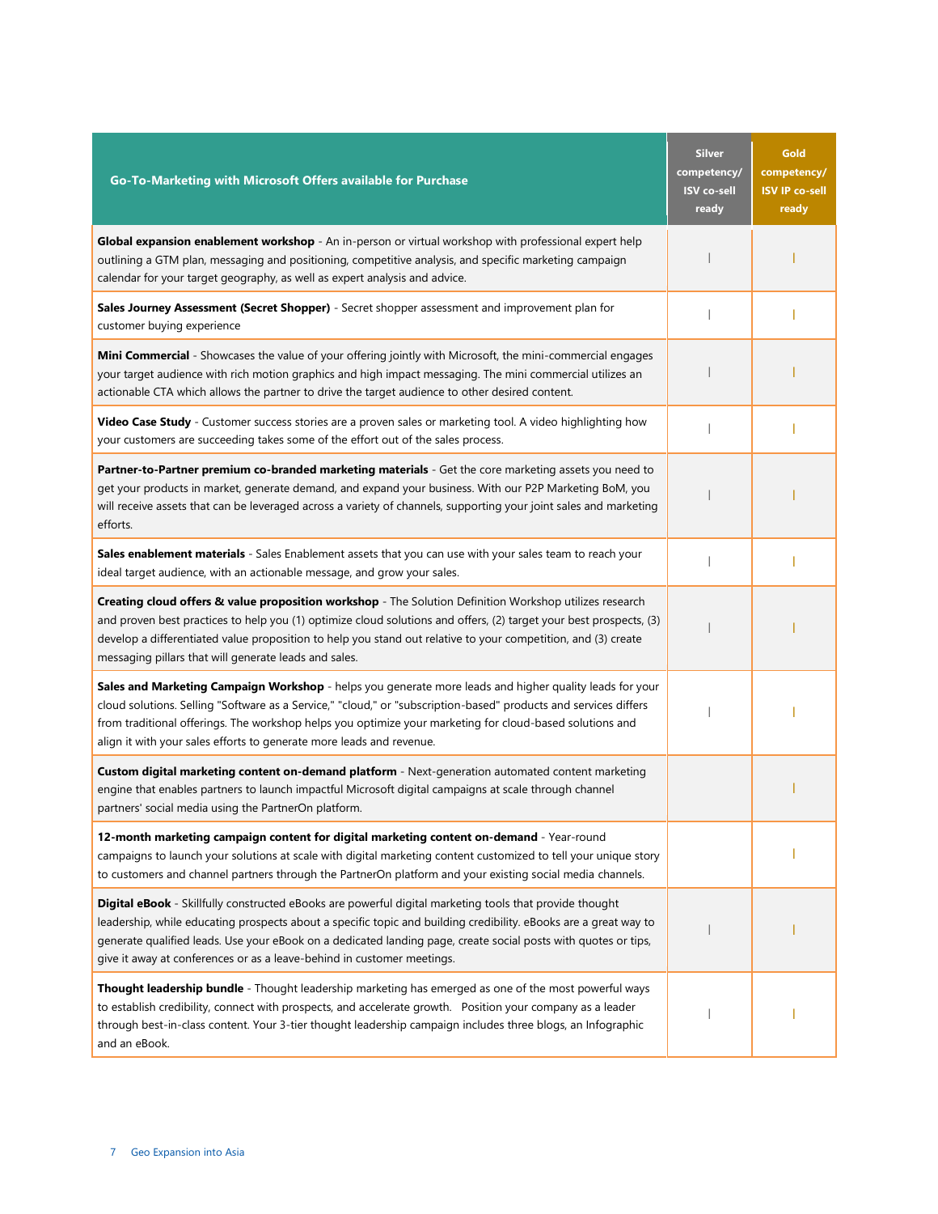| Go-To-Marketing with Microsoft Offers available for Purchase | Silver competency/ ISV co-sell ready | Gold competency/ ISV IP co-sell ready |
|---|---|---|
| **Global expansion enablement workshop** - An in-person or virtual workshop with professional expert help outlining a GTM plan, messaging and positioning, competitive analysis, and specific marketing campaign calendar for your target geography, as well as expert analysis and advice. | ǀ | ǀ |
| **Sales Journey Assessment (Secret Shopper)** - Secret shopper assessment and improvement plan for customer buying experience | ǀ | ǀ |
| **Mini Commercial** - Showcases the value of your offering jointly with Microsoft, the mini-commercial engages your target audience with rich motion graphics and high impact messaging. The mini commercial utilizes an actionable CTA which allows the partner to drive the target audience to other desired content. | ǀ | ǀ |
| **Video Case Study** - Customer success stories are a proven sales or marketing tool. A video highlighting how your customers are succeeding takes some of the effort out of the sales process. | ǀ | ǀ |
| **Partner-to-Partner premium co-branded marketing materials** - Get the core marketing assets you need to get your products in market, generate demand, and expand your business. With our P2P Marketing BoM, you will receive assets that can be leveraged across a variety of channels, supporting your joint sales and marketing efforts. | ǀ | ǀ |
| **Sales enablement materials** - Sales Enablement assets that you can use with your sales team to reach your ideal target audience, with an actionable message, and grow your sales. | ǀ | ǀ |
| **Creating cloud offers & value proposition workshop** - The Solution Definition Workshop utilizes research and proven best practices to help you (1) optimize cloud solutions and offers, (2) target your best prospects, (3) develop a differentiated value proposition to help you stand out relative to your competition, and (3) create messaging pillars that will generate leads and sales. | ǀ | ǀ |
| **Sales and Marketing Campaign Workshop** - helps you generate more leads and higher quality leads for your cloud solutions. Selling "Software as a Service," "cloud," or "subscription-based" products and services differs from traditional offerings. The workshop helps you optimize your marketing for cloud-based solutions and align it with your sales efforts to generate more leads and revenue. | ǀ | ǀ |
| **Custom digital marketing content on-demand platform** - Next-generation automated content marketing engine that enables partners to launch impactful Microsoft digital campaigns at scale through channel partners' social media using the PartnerOn platform. | | ǀ |
| **12-month marketing campaign content for digital marketing content on-demand** - Year-round campaigns to launch your solutions at scale with digital marketing content customized to tell your unique story to customers and channel partners through the PartnerOn platform and your existing social media channels. | | ǀ |
| **Digital eBook** - Skillfully constructed eBooks are powerful digital marketing tools that provide thought leadership, while educating prospects about a specific topic and building credibility. eBooks are a great way to generate qualified leads. Use your eBook on a dedicated landing page, create social posts with quotes or tips, give it away at conferences or as a leave-behind in customer meetings. | ǀ | ǀ |
| **Thought leadership bundle** - Thought leadership marketing has emerged as one of the most powerful ways to establish credibility, connect with prospects, and accelerate growth. Position your company as a leader through best-in-class content. Your 3-tier thought leadership campaign includes three blogs, an Infographic and an eBook. | ǀ | ǀ |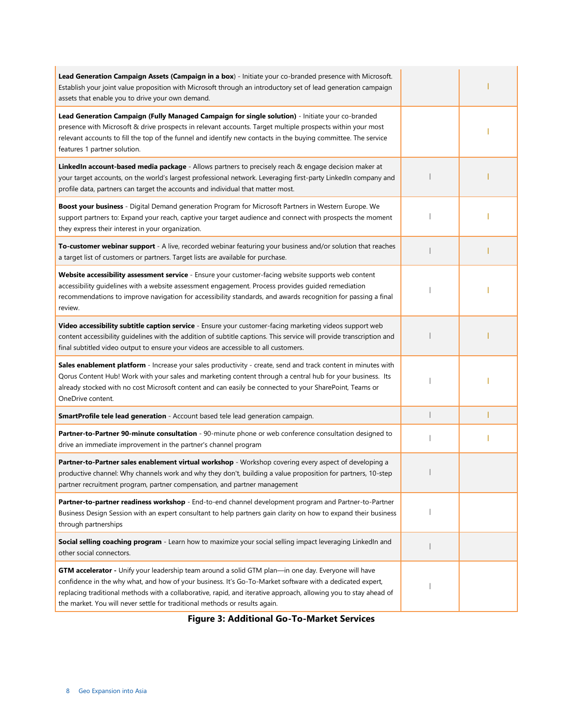| | | |
|---|---|---|
| **Lead Generation Campaign Assets (Campaign in a box)** - Initiate your co-branded presence with Microsoft. Establish your joint value proposition with Microsoft through an introductory set of lead generation campaign assets that enable you to drive your own demand. | | ǀ |
| **Lead Generation Campaign (Fully Managed Campaign for single solution)** - Initiate your co-branded presence with Microsoft & drive prospects in relevant accounts. Target multiple prospects within your most relevant accounts to fill the top of the funnel and identify new contacts in the buying committee. The service features 1 partner solution. | | ǀ |
| **LinkedIn account-based media package** - Allows partners to precisely reach & engage decision maker at your target accounts, on the world's largest professional network. Leveraging first-party LinkedIn company and profile data, partners can target the accounts and individual that matter most. | ǀ | ǀ |
| **Boost your business** - Digital Demand generation Program for Microsoft Partners in Western Europe. We support partners to: Expand your reach, captive your target audience and connect with prospects the moment they express their interest in your organization. | ǀ | ǀ |
| **To-customer webinar support** - A live, recorded webinar featuring your business and/or solution that reaches a target list of customers or partners. Target lists are available for purchase. | ǀ | ǀ |
| **Website accessibility assessment service** - Ensure your customer-facing website supports web content accessibility guidelines with a website assessment engagement. Process provides guided remediation recommendations to improve navigation for accessibility standards, and awards recognition for passing a final review. | ǀ | ǀ |
| **Video accessibility subtitle caption service** - Ensure your customer-facing marketing videos support web content accessibility guidelines with the addition of subtitle captions. This service will provide transcription and final subtitled video output to ensure your videos are accessible to all customers. | ǀ | ǀ |
| **Sales enablement platform** - Increase your sales productivity - create, send and track content in minutes with Qorus Content Hub! Work with your sales and marketing content through a central hub for your business. Its already stocked with no cost Microsoft content and can easily be connected to your SharePoint, Teams or OneDrive content. | ǀ | ǀ |
| **SmartProfile tele lead generation** - Account based tele lead generation campaign. | ǀ | ǀ |
| **Partner-to-Partner 90-minute consultation** - 90-minute phone or web conference consultation designed to drive an immediate improvement in the partner's channel program | ǀ | ǀ |
| **Partner-to-Partner sales enablement virtual workshop** - Workshop covering every aspect of developing a productive channel: Why channels work and why they don't, building a value proposition for partners, 10-step partner recruitment program, partner compensation, and partner management | ǀ | |
| **Partner-to-partner readiness workshop** - End-to-end channel development program and Partner-to-Partner Business Design Session with an expert consultant to help partners gain clarity on how to expand their business through partnerships | ǀ | |
| **Social selling coaching program** - Learn how to maximize your social selling impact leveraging LinkedIn and other social connectors. | ǀ | |
| **GTM accelerator -** Unify your leadership team around a solid GTM plan—in one day. Everyone will have confidence in the why what, and how of your business. It's Go-To-Market software with a dedicated expert, replacing traditional methods with a collaborative, rapid, and iterative approach, allowing you to stay ahead of the market. You will never settle for traditional methods or results again. | ǀ | |

**Figure 3: Additional Go-To-Market Services**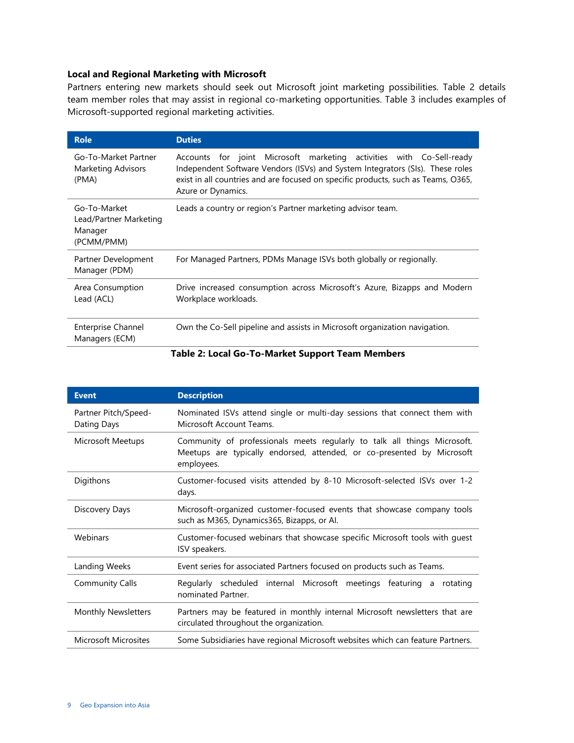**Local and Regional Marketing with Microsoft**

Partners entering new markets should seek out Microsoft joint marketing possibilities. Table 2 details team member roles that may assist in regional co-marketing opportunities. Table 3 includes examples of Microsoft-supported regional marketing activities.

| Role | Duties |
| --- | --- |
| Go-To-Market Partner Marketing Advisors (PMA) | Accounts for joint Microsoft marketing activities with Co-Sell-ready Independent Software Vendors (ISVs) and System Integrators (SIs). These roles exist in all countries and are focused on specific products, such as Teams, O365, Azure or Dynamics. |
| Go-To-Market Lead/Partner Marketing Manager (PCMM/PMM) | Leads a country or region's Partner marketing advisor team. |
| Partner Development Manager (PDM) | For Managed Partners, PDMs Manage ISVs both globally or regionally. |
| Area Consumption Lead (ACL) | Drive increased consumption across Microsoft's Azure, Bizapps and Modern Workplace workloads. |
| Enterprise Channel Managers (ECM) | Own the Co-Sell pipeline and assists in Microsoft organization navigation. |

**Table 2: Local Go-To-Market Support Team Members**

| Event | Description |
| --- | --- |
| Partner Pitch/Speed-Dating Days | Nominated ISVs attend single or multi-day sessions that connect them with Microsoft Account Teams. |
| Microsoft Meetups | Community of professionals meets regularly to talk all things Microsoft. Meetups are typically endorsed, attended, or co-presented by Microsoft employees. |
| Digithons | Customer-focused visits attended by 8-10 Microsoft-selected ISVs over 1-2 days. |
| Discovery Days | Microsoft-organized customer-focused events that showcase company tools such as M365, Dynamics365, Bizapps, or AI. |
| Webinars | Customer-focused webinars that showcase specific Microsoft tools with guest ISV speakers. |
| Landing Weeks | Event series for associated Partners focused on products such as Teams. |
| Community Calls | Regularly scheduled internal Microsoft meetings featuring a rotating nominated Partner. |
| Monthly Newsletters | Partners may be featured in monthly internal Microsoft newsletters that are circulated throughout the organization. |
| Microsoft Microsites | Some Subsidiaries have regional Microsoft websites which can feature Partners. |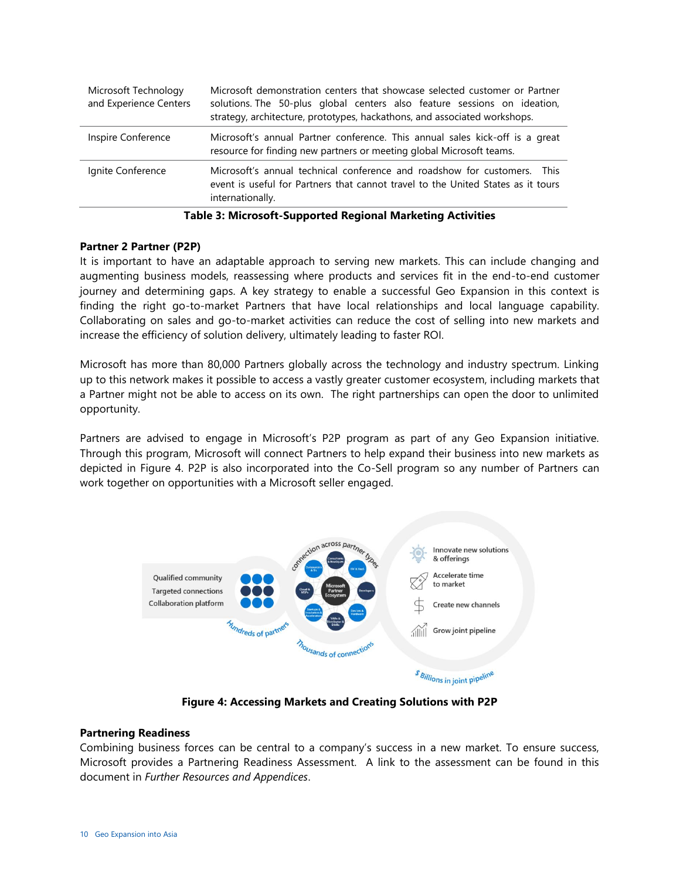| | |
|---|---|
| Microsoft Technology and Experience Centers | Microsoft demonstration centers that showcase selected customer or Partner solutions. The 50-plus global centers also feature sessions on ideation, strategy, architecture, prototypes, hackathons, and associated workshops. |
| Inspire Conference | Microsoft's annual Partner conference. This annual sales kick-off is a great resource for finding new partners or meeting global Microsoft teams. |
| Ignite Conference | Microsoft's annual technical conference and roadshow for customers. This event is useful for Partners that cannot travel to the United States as it tours internationally. |

**Table 3: Microsoft-Supported Regional Marketing Activities**

**Partner 2 Partner (P2P)**

It is important to have an adaptable approach to serving new markets. This can include changing and augmenting business models, reassessing where products and services fit in the end-to-end customer journey and determining gaps. A key strategy to enable a successful Geo Expansion in this context is finding the right go-to-market Partners that have local relationships and local language capability. Collaborating on sales and go-to-market activities can reduce the cost of selling into new markets and increase the efficiency of solution delivery, ultimately leading to faster ROI.

Microsoft has more than 80,000 Partners globally across the technology and industry spectrum. Linking up to this network makes it possible to access a vastly greater customer ecosystem, including markets that a Partner might not be able to access on its own. The right partnerships can open the door to unlimited opportunity.

Partners are advised to engage in Microsoft's P2P program as part of any Geo Expansion initiative. Through this program, Microsoft will connect Partners to help expand their business into new markets as depicted in Figure 4. P2P is also incorporated into the Co-Sell program so any number of Partners can work together on opportunities with a Microsoft seller engaged.

**Figure 4: Accessing Markets and Creating Solutions with P2P**

**Partnering Readiness**

Combining business forces can be central to a company's success in a new market. To ensure success, Microsoft provides a Partnering Readiness Assessment. A link to the assessment can be found in this document in *Further Resources and Appendices*.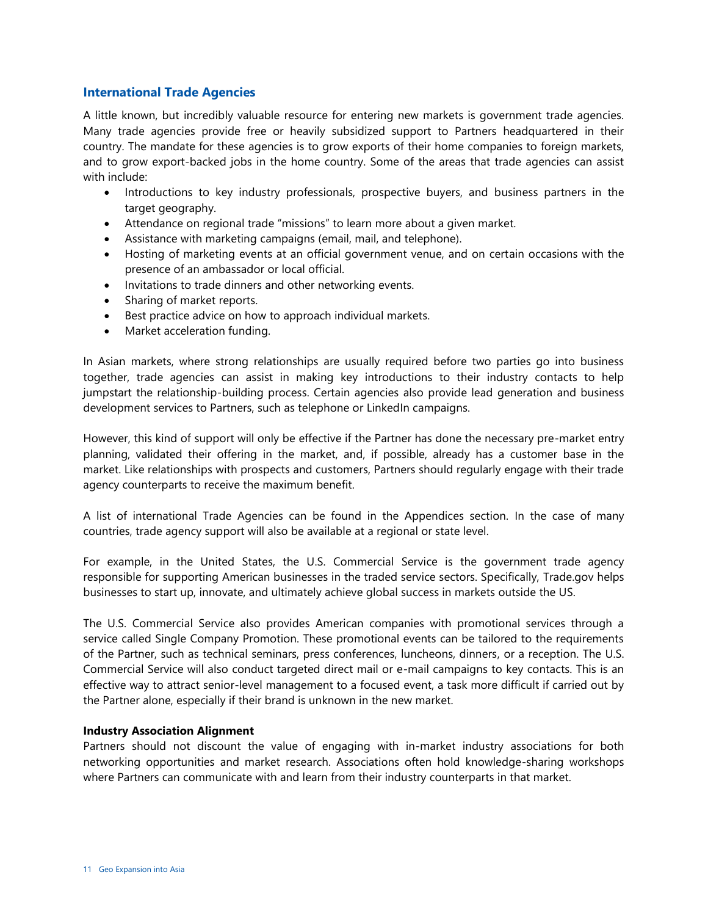## International Trade Agencies

A little known, but incredibly valuable resource for entering new markets is government trade agencies. Many trade agencies provide free or heavily subsidized support to Partners headquartered in their country. The mandate for these agencies is to grow exports of their home companies to foreign markets, and to grow export-backed jobs in the home country. Some of the areas that trade agencies can assist with include:

- Introductions to key industry professionals, prospective buyers, and business partners in the target geography.
- Attendance on regional trade "missions" to learn more about a given market.
- Assistance with marketing campaigns (email, mail, and telephone).
- Hosting of marketing events at an official government venue, and on certain occasions with the presence of an ambassador or local official.
- Invitations to trade dinners and other networking events.
- Sharing of market reports.
- Best practice advice on how to approach individual markets.
- Market acceleration funding.

In Asian markets, where strong relationships are usually required before two parties go into business together, trade agencies can assist in making key introductions to their industry contacts to help jumpstart the relationship-building process. Certain agencies also provide lead generation and business development services to Partners, such as telephone or LinkedIn campaigns.

However, this kind of support will only be effective if the Partner has done the necessary pre-market entry planning, validated their offering in the market, and, if possible, already has a customer base in the market. Like relationships with prospects and customers, Partners should regularly engage with their trade agency counterparts to receive the maximum benefit.

A list of international Trade Agencies can be found in the Appendices section. In the case of many countries, trade agency support will also be available at a regional or state level.

For example, in the United States, the U.S. Commercial Service is the government trade agency responsible for supporting American businesses in the traded service sectors. Specifically, Trade.gov helps businesses to start up, innovate, and ultimately achieve global success in markets outside the US.

The U.S. Commercial Service also provides American companies with promotional services through a service called Single Company Promotion. These promotional events can be tailored to the requirements of the Partner, such as technical seminars, press conferences, luncheons, dinners, or a reception. The U.S. Commercial Service will also conduct targeted direct mail or e-mail campaigns to key contacts. This is an effective way to attract senior-level management to a focused event, a task more difficult if carried out by the Partner alone, especially if their brand is unknown in the new market.

**Industry Association Alignment**

Partners should not discount the value of engaging with in-market industry associations for both networking opportunities and market research. Associations often hold knowledge-sharing workshops where Partners can communicate with and learn from their industry counterparts in that market.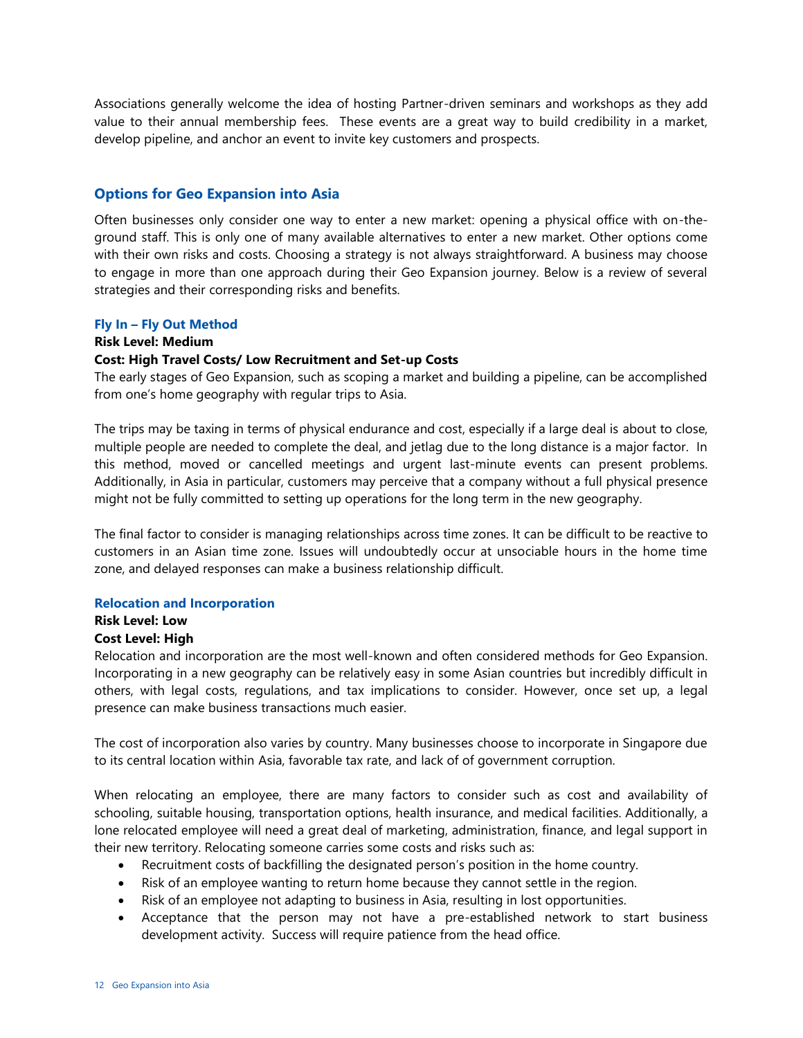Associations generally welcome the idea of hosting Partner-driven seminars and workshops as they add value to their annual membership fees. These events are a great way to build credibility in a market, develop pipeline, and anchor an event to invite key customers and prospects.

## Options for Geo Expansion into Asia

Often businesses only consider one way to enter a new market: opening a physical office with on-the-ground staff. This is only one of many available alternatives to enter a new market. Other options come with their own risks and costs. Choosing a strategy is not always straightforward. A business may choose to engage in more than one approach during their Geo Expansion journey. Below is a review of several strategies and their corresponding risks and benefits.

### Fly In – Fly Out Method

**Risk Level: Medium**

**Cost: High Travel Costs/ Low Recruitment and Set-up Costs**

The early stages of Geo Expansion, such as scoping a market and building a pipeline, can be accomplished from one's home geography with regular trips to Asia.

The trips may be taxing in terms of physical endurance and cost, especially if a large deal is about to close, multiple people are needed to complete the deal, and jetlag due to the long distance is a major factor. In this method, moved or cancelled meetings and urgent last-minute events can present problems. Additionally, in Asia in particular, customers may perceive that a company without a full physical presence might not be fully committed to setting up operations for the long term in the new geography.

The final factor to consider is managing relationships across time zones. It can be difficult to be reactive to customers in an Asian time zone. Issues will undoubtedly occur at unsociable hours in the home time zone, and delayed responses can make a business relationship difficult.

### Relocation and Incorporation

**Risk Level: Low**

**Cost Level: High**

Relocation and incorporation are the most well-known and often considered methods for Geo Expansion. Incorporating in a new geography can be relatively easy in some Asian countries but incredibly difficult in others, with legal costs, regulations, and tax implications to consider. However, once set up, a legal presence can make business transactions much easier.

The cost of incorporation also varies by country. Many businesses choose to incorporate in Singapore due to its central location within Asia, favorable tax rate, and lack of of government corruption.

When relocating an employee, there are many factors to consider such as cost and availability of schooling, suitable housing, transportation options, health insurance, and medical facilities. Additionally, a lone relocated employee will need a great deal of marketing, administration, finance, and legal support in their new territory. Relocating someone carries some costs and risks such as:

- Recruitment costs of backfilling the designated person's position in the home country.
- Risk of an employee wanting to return home because they cannot settle in the region.
- Risk of an employee not adapting to business in Asia, resulting in lost opportunities.
- Acceptance that the person may not have a pre-established network to start business development activity. Success will require patience from the head office.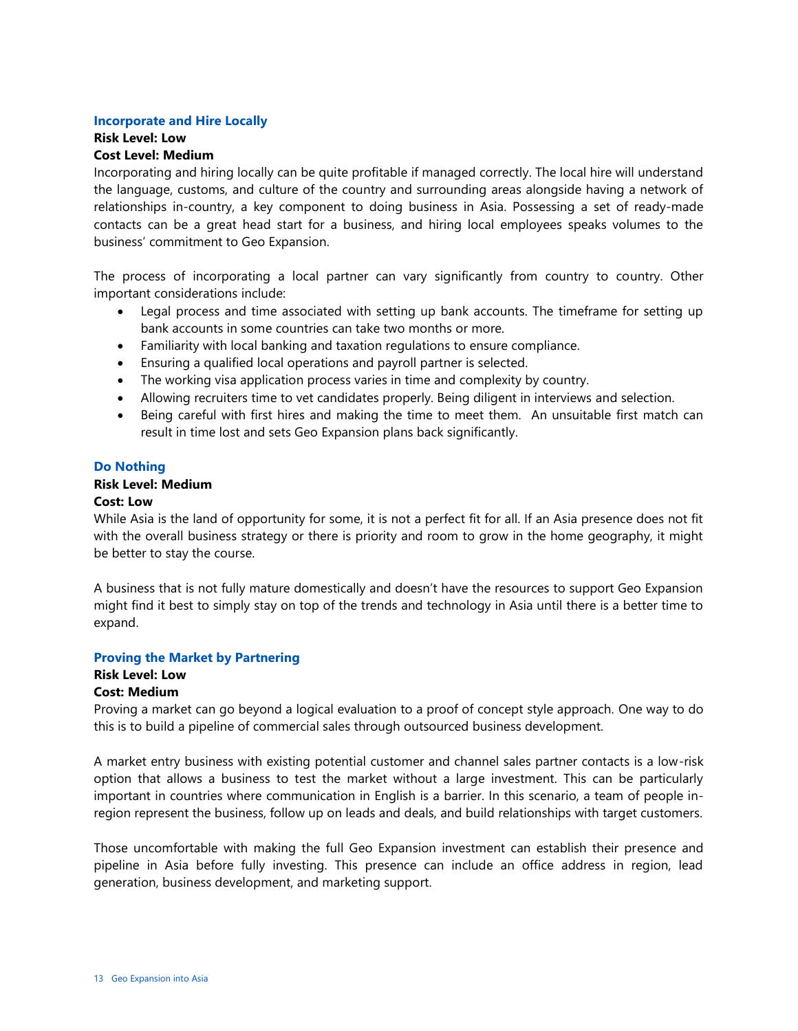### Incorporate and Hire Locally

**Risk Level: Low**

**Cost Level: Medium**

Incorporating and hiring locally can be quite profitable if managed correctly. The local hire will understand the language, customs, and culture of the country and surrounding areas alongside having a network of relationships in-country, a key component to doing business in Asia. Possessing a set of ready-made contacts can be a great head start for a business, and hiring local employees speaks volumes to the business' commitment to Geo Expansion.

The process of incorporating a local partner can vary significantly from country to country. Other important considerations include:

- Legal process and time associated with setting up bank accounts. The timeframe for setting up bank accounts in some countries can take two months or more.
- Familiarity with local banking and taxation regulations to ensure compliance.
- Ensuring a qualified local operations and payroll partner is selected.
- The working visa application process varies in time and complexity by country.
- Allowing recruiters time to vet candidates properly. Being diligent in interviews and selection.
- Being careful with first hires and making the time to meet them. An unsuitable first match can result in time lost and sets Geo Expansion plans back significantly.

### Do Nothing

**Risk Level: Medium**

**Cost: Low**

While Asia is the land of opportunity for some, it is not a perfect fit for all. If an Asia presence does not fit with the overall business strategy or there is priority and room to grow in the home geography, it might be better to stay the course.

A business that is not fully mature domestically and doesn't have the resources to support Geo Expansion might find it best to simply stay on top of the trends and technology in Asia until there is a better time to expand.

### Proving the Market by Partnering

**Risk Level: Low**

**Cost: Medium**

Proving a market can go beyond a logical evaluation to a proof of concept style approach. One way to do this is to build a pipeline of commercial sales through outsourced business development.

A market entry business with existing potential customer and channel sales partner contacts is a low-risk option that allows a business to test the market without a large investment. This can be particularly important in countries where communication in English is a barrier. In this scenario, a team of people in-region represent the business, follow up on leads and deals, and build relationships with target customers.

Those uncomfortable with making the full Geo Expansion investment can establish their presence and pipeline in Asia before fully investing. This presence can include an office address in region, lead generation, business development, and marketing support.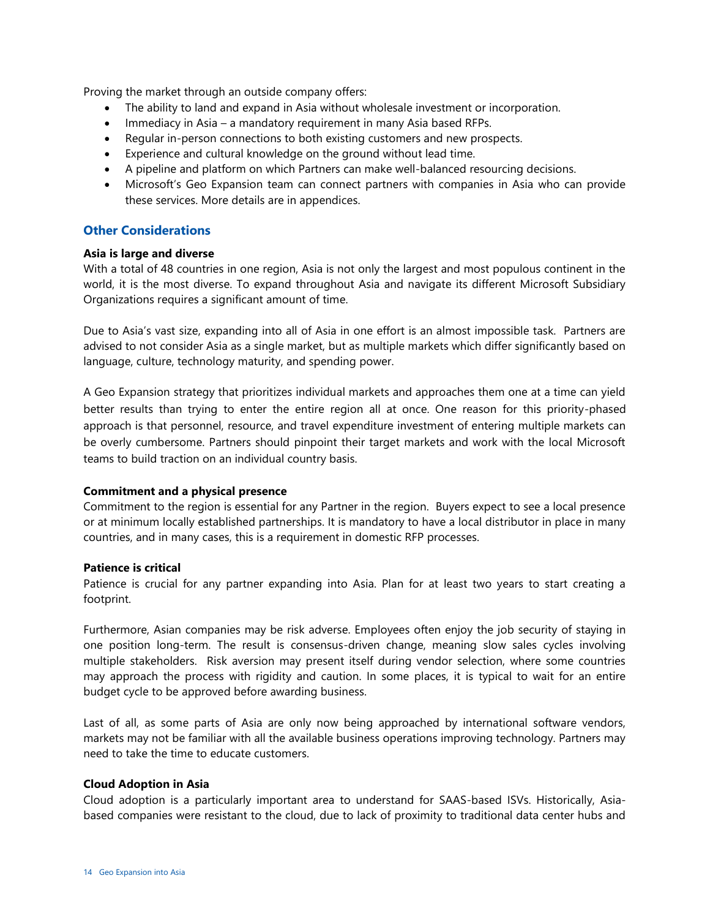Proving the market through an outside company offers:

- The ability to land and expand in Asia without wholesale investment or incorporation.
- Immediacy in Asia – a mandatory requirement in many Asia based RFPs.
- Regular in-person connections to both existing customers and new prospects.
- Experience and cultural knowledge on the ground without lead time.
- A pipeline and platform on which Partners can make well-balanced resourcing decisions.
- Microsoft's Geo Expansion team can connect partners with companies in Asia who can provide these services. More details are in appendices.

## Other Considerations

**Asia is large and diverse**

With a total of 48 countries in one region, Asia is not only the largest and most populous continent in the world, it is the most diverse. To expand throughout Asia and navigate its different Microsoft Subsidiary Organizations requires a significant amount of time.

Due to Asia's vast size, expanding into all of Asia in one effort is an almost impossible task. Partners are advised to not consider Asia as a single market, but as multiple markets which differ significantly based on language, culture, technology maturity, and spending power.

A Geo Expansion strategy that prioritizes individual markets and approaches them one at a time can yield better results than trying to enter the entire region all at once. One reason for this priority-phased approach is that personnel, resource, and travel expenditure investment of entering multiple markets can be overly cumbersome. Partners should pinpoint their target markets and work with the local Microsoft teams to build traction on an individual country basis.

**Commitment and a physical presence**

Commitment to the region is essential for any Partner in the region. Buyers expect to see a local presence or at minimum locally established partnerships. It is mandatory to have a local distributor in place in many countries, and in many cases, this is a requirement in domestic RFP processes.

**Patience is critical**

Patience is crucial for any partner expanding into Asia. Plan for at least two years to start creating a footprint.

Furthermore, Asian companies may be risk adverse. Employees often enjoy the job security of staying in one position long-term. The result is consensus-driven change, meaning slow sales cycles involving multiple stakeholders. Risk aversion may present itself during vendor selection, where some countries may approach the process with rigidity and caution. In some places, it is typical to wait for an entire budget cycle to be approved before awarding business.

Last of all, as some parts of Asia are only now being approached by international software vendors, markets may not be familiar with all the available business operations improving technology. Partners may need to take the time to educate customers.

**Cloud Adoption in Asia**

Cloud adoption is a particularly important area to understand for SAAS-based ISVs. Historically, Asia-based companies were resistant to the cloud, due to lack of proximity to traditional data center hubs and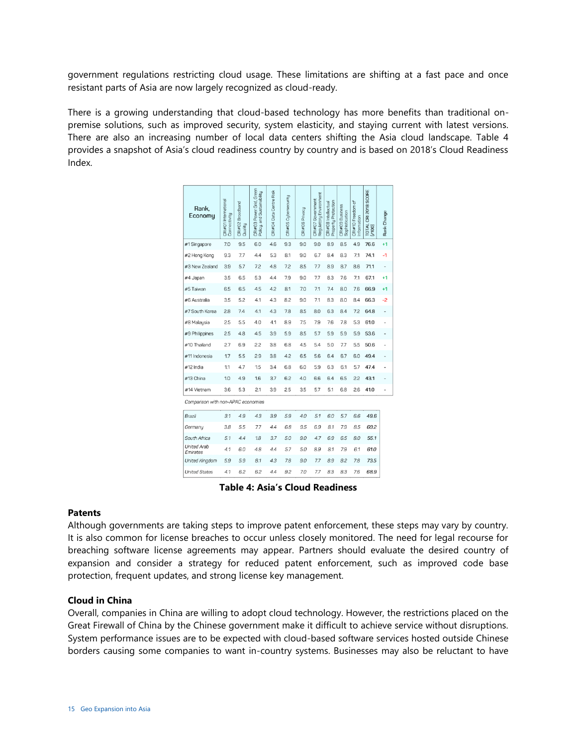government regulations restricting cloud usage. These limitations are shifting at a fast pace and once resistant parts of Asia are now largely recognized as cloud-ready.

There is a growing understanding that cloud-based technology has more benefits than traditional on-premise solutions, such as improved security, system elasticity, and staying current with latest versions. There are also an increasing number of local data centers shifting the Asia cloud landscape. Table 4 provides a snapshot of Asia's cloud readiness country by country and is based on 2018's Cloud Readiness Index.

| Rank, Economy | CRI#01 International Connectivity | CRI#02 Broadband Quality | CRI#03 Power Grid, Green Policy and Sustainability | CRI#04 Data Centre Risk | CRI#05 Cybersecurity | CRI#06 Privacy | CRI#07 Government Regulatory Environment | CRI#08 Intellectual Property Protection | CRI#09 Business Sophistication | CRI#10 Freedom of Information | TOTAL CRI 2018 SCORE (/100) | Rank Change |
|---|---|---|---|---|---|---|---|---|---|---|---|---|
| #1 Singapore | 7.0 | 9.5 | 6.0 | 4.6 | 9.3 | 9.0 | 9.0 | 8.9 | 8.5 | 4.9 | 76.6 | +1 |
| #2 Hong Kong | 9.3 | 7.7 | 4.4 | 5.3 | 8.1 | 9.0 | 6.7 | 8.4 | 8.3 | 7.1 | 74.1 | -1 |
| #3 New Zealand | 3.9 | 5.7 | 7.2 | 4.8 | 7.2 | 8.5 | 7.7 | 8.9 | 8.7 | 8.6 | 71.1 | - |
| #4 Japan | 3.5 | 6.5 | 5.3 | 4.4 | 7.9 | 9.0 | 7.7 | 8.3 | 7.6 | 7.1 | 67.1 | +1 |
| #5 Taiwan | 6.5 | 6.5 | 4.5 | 4.2 | 8.1 | 7.0 | 7.1 | 7.4 | 8.0 | 7.6 | 66.9 | +1 |
| #6 Australia | 3.5 | 5.2 | 4.1 | 4.3 | 8.2 | 9.0 | 7.1 | 8.3 | 8.0 | 8.4 | 66.3 | -2 |
| #7 South Korea | 2.8 | 7.4 | 4.1 | 4.3 | 7.8 | 8.5 | 8.0 | 6.3 | 8.4 | 7.2 | 64.8 | - |
| #8 Malaysia | 2.5 | 5.5 | 4.0 | 4.1 | 8.9 | 7.5 | 7.9 | 7.6 | 7.8 | 5.3 | 61.0 | - |
| #9 Philippines | 2.5 | 4.8 | 4.5 | 3.9 | 5.9 | 8.5 | 5.7 | 5.9 | 5.9 | 5.9 | 53.6 | - |
| #10 Thailand | 2.7 | 6.9 | 2.2 | 3.8 | 6.8 | 4.5 | 5.4 | 5.0 | 7.7 | 5.5 | 50.6 | - |
| #11 Indonesia | 1.7 | 5.5 | 2.9 | 3.8 | 4.2 | 6.5 | 5.6 | 6.4 | 6.7 | 6.0 | 49.4 | - |
| #12 India | 1.1 | 4.7 | 1.5 | 3.4 | 6.8 | 6.0 | 5.9 | 6.3 | 6.1 | 5.7 | 47.4 | - |
| #13 China | 1.0 | 4.9 | 1.6 | 3.7 | 6.2 | 4.0 | 6.6 | 6.4 | 6.5 | 2.2 | 43.1 | - |
| #14 Vietnam | 3.6 | 5.3 | 2.1 | 3.9 | 2.5 | 3.5 | 5.7 | 5.1 | 6.8 | 2.6 | 41.0 | - |
| *Comparison with non-APAC economies* | | | | | | | | | | | | |
| *Brazil* | 3.1 | 4.9 | 4.3 | 3.9 | 5.9 | 4.0 | 5.1 | 6.0 | 5.7 | 6.6 | 49.6 | |
| *Germany* | 3.8 | 5.5 | 7.7 | 4.4 | 6.8 | 9.5 | 6.9 | 8.1 | 7.9 | 8.5 | 69.2 | |
| *South Africa* | 5.1 | 4.4 | 1.8 | 3.7 | 5.0 | 9.0 | 4.7 | 6.9 | 6.5 | 8.0 | 55.1 | |
| *United Arab Emirates* | 4.1 | 6.0 | 4.8 | 4.4 | 5.7 | 5.0 | 8.9 | 8.1 | 7.9 | 6.1 | 61.0 | |
| *United Kingdom* | 5.9 | 5.9 | 8.1 | 4.3 | 7.8 | 9.0 | 7.7 | 8.9 | 8.2 | 7.8 | 73.5 | |
| *United States* | 4.1 | 6.2 | 6.2 | 4.4 | 9.2 | 7.0 | 7.7 | 8.3 | 8.3 | 7.6 | 68.9 | |

**Table 4: Asia's Cloud Readiness**

### Patents

Although governments are taking steps to improve patent enforcement, these steps may vary by country. It is also common for license breaches to occur unless closely monitored. The need for legal recourse for breaching software license agreements may appear. Partners should evaluate the desired country of expansion and consider a strategy for reduced patent enforcement, such as improved code base protection, frequent updates, and strong license key management.

### Cloud in China

Overall, companies in China are willing to adopt cloud technology. However, the restrictions placed on the Great Firewall of China by the Chinese government make it difficult to achieve service without disruptions. System performance issues are to be expected with cloud-based software services hosted outside Chinese borders causing some companies to want in-country systems. Businesses may also be reluctant to have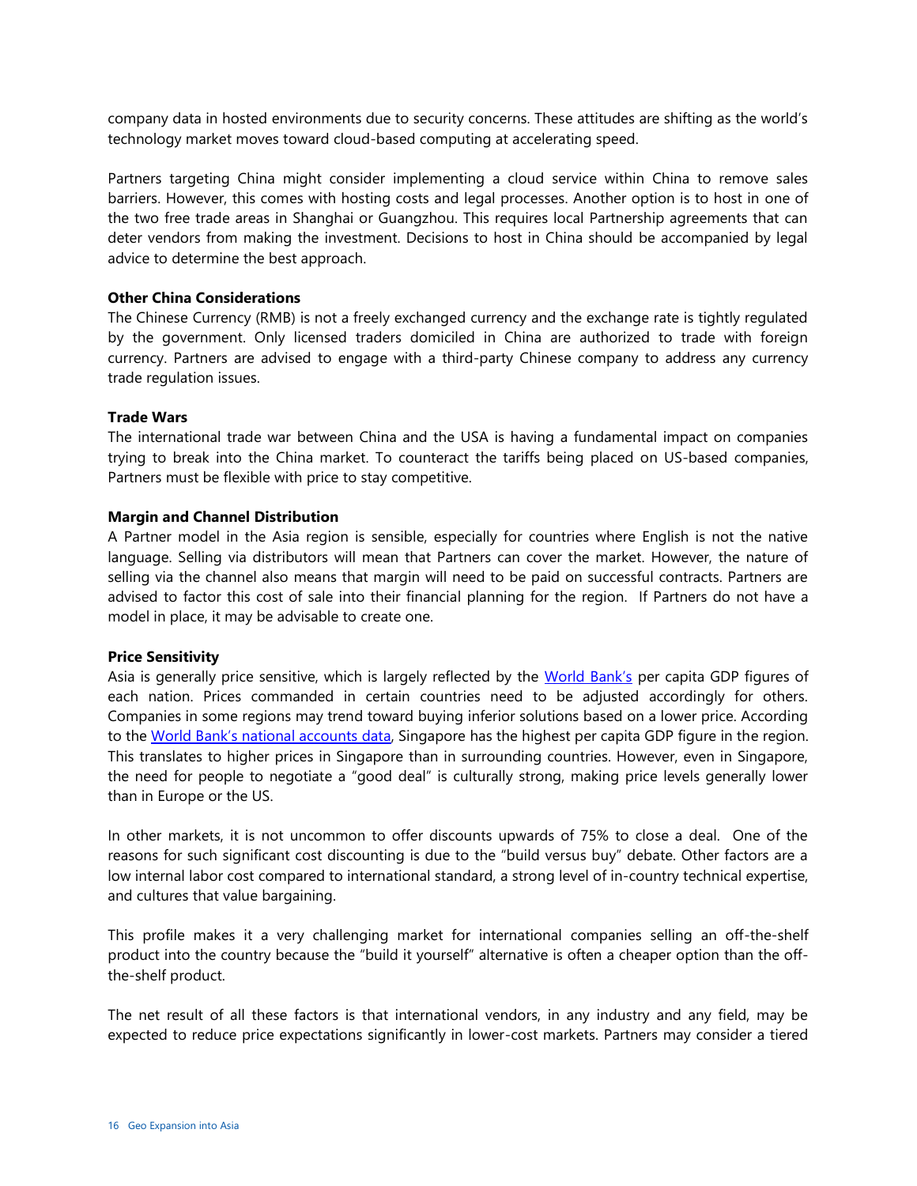company data in hosted environments due to security concerns. These attitudes are shifting as the world's technology market moves toward cloud-based computing at accelerating speed.

Partners targeting China might consider implementing a cloud service within China to remove sales barriers. However, this comes with hosting costs and legal processes. Another option is to host in one of the two free trade areas in Shanghai or Guangzhou. This requires local Partnership agreements that can deter vendors from making the investment. Decisions to host in China should be accompanied by legal advice to determine the best approach.

**Other China Considerations**

The Chinese Currency (RMB) is not a freely exchanged currency and the exchange rate is tightly regulated by the government. Only licensed traders domiciled in China are authorized to trade with foreign currency. Partners are advised to engage with a third-party Chinese company to address any currency trade regulation issues.

**Trade Wars**

The international trade war between China and the USA is having a fundamental impact on companies trying to break into the China market. To counteract the tariffs being placed on US-based companies, Partners must be flexible with price to stay competitive.

**Margin and Channel Distribution**

A Partner model in the Asia region is sensible, especially for countries where English is not the native language. Selling via distributors will mean that Partners can cover the market. However, the nature of selling via the channel also means that margin will need to be paid on successful contracts. Partners are advised to factor this cost of sale into their financial planning for the region. If Partners do not have a model in place, it may be advisable to create one.

**Price Sensitivity**

Asia is generally price sensitive, which is largely reflected by the World Bank's per capita GDP figures of each nation. Prices commanded in certain countries need to be adjusted accordingly for others. Companies in some regions may trend toward buying inferior solutions based on a lower price. According to the World Bank's national accounts data, Singapore has the highest per capita GDP figure in the region. This translates to higher prices in Singapore than in surrounding countries. However, even in Singapore, the need for people to negotiate a "good deal" is culturally strong, making price levels generally lower than in Europe or the US.

In other markets, it is not uncommon to offer discounts upwards of 75% to close a deal. One of the reasons for such significant cost discounting is due to the "build versus buy" debate. Other factors are a low internal labor cost compared to international standard, a strong level of in-country technical expertise, and cultures that value bargaining.

This profile makes it a very challenging market for international companies selling an off-the-shelf product into the country because the "build it yourself" alternative is often a cheaper option than the off-the-shelf product.

The net result of all these factors is that international vendors, in any industry and any field, may be expected to reduce price expectations significantly in lower-cost markets. Partners may consider a tiered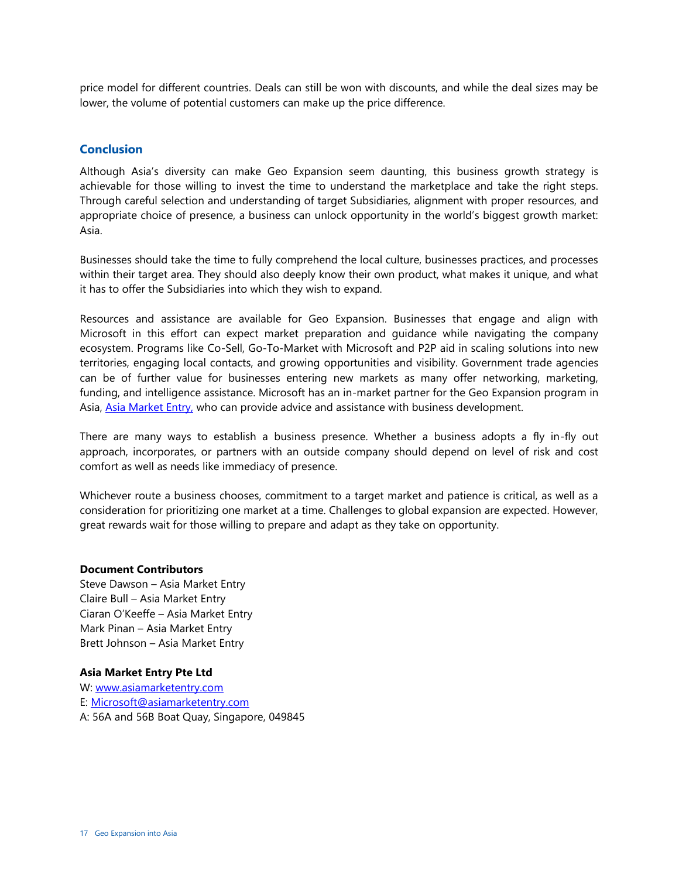price model for different countries. Deals can still be won with discounts, and while the deal sizes may be lower, the volume of potential customers can make up the price difference.

## Conclusion

Although Asia's diversity can make Geo Expansion seem daunting, this business growth strategy is achievable for those willing to invest the time to understand the marketplace and take the right steps. Through careful selection and understanding of target Subsidiaries, alignment with proper resources, and appropriate choice of presence, a business can unlock opportunity in the world's biggest growth market: Asia.

Businesses should take the time to fully comprehend the local culture, businesses practices, and processes within their target area. They should also deeply know their own product, what makes it unique, and what it has to offer the Subsidiaries into which they wish to expand.

Resources and assistance are available for Geo Expansion. Businesses that engage and align with Microsoft in this effort can expect market preparation and guidance while navigating the company ecosystem. Programs like Co-Sell, Go-To-Market with Microsoft and P2P aid in scaling solutions into new territories, engaging local contacts, and growing opportunities and visibility. Government trade agencies can be of further value for businesses entering new markets as many offer networking, marketing, funding, and intelligence assistance. Microsoft has an in-market partner for the Geo Expansion program in Asia, [Asia Market Entry,](http://www.asiamarketentry.com) who can provide advice and assistance with business development.

There are many ways to establish a business presence. Whether a business adopts a fly in-fly out approach, incorporates, or partners with an outside company should depend on level of risk and cost comfort as well as needs like immediacy of presence.

Whichever route a business chooses, commitment to a target market and patience is critical, as well as a consideration for prioritizing one market at a time. Challenges to global expansion are expected. However, great rewards wait for those willing to prepare and adapt as they take on opportunity.

**Document Contributors**

Steve Dawson – Asia Market Entry
Claire Bull – Asia Market Entry
Ciaran O'Keeffe – Asia Market Entry
Mark Pinan – Asia Market Entry
Brett Johnson – Asia Market Entry

**Asia Market Entry Pte Ltd**

W: [www.asiamarketentry.com](http://www.asiamarketentry.com)
E: [Microsoft@asiamarketentry.com](mailto:Microsoft@asiamarketentry.com)
A: 56A and 56B Boat Quay, Singapore, 049845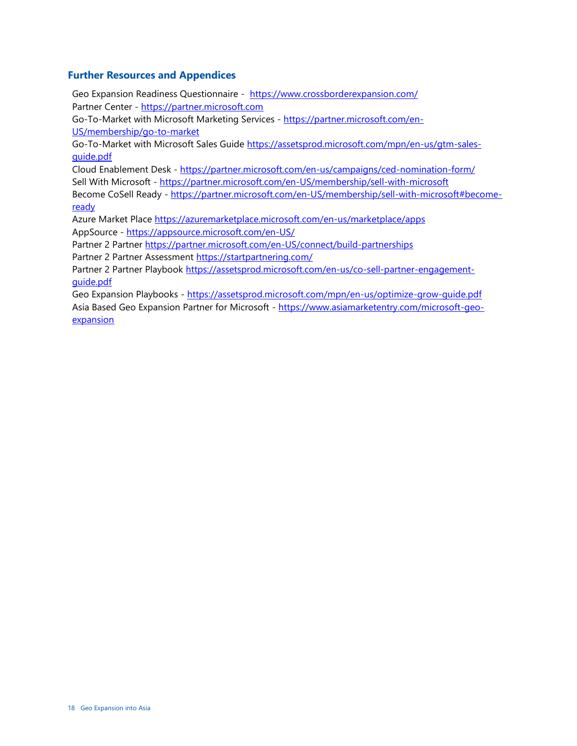## Further Resources and Appendices

Geo Expansion Readiness Questionnaire - https://www.crossborderexpansion.com/
Partner Center - https://partner.microsoft.com
Go-To-Market with Microsoft Marketing Services - https://partner.microsoft.com/en-US/membership/go-to-market
Go-To-Market with Microsoft Sales Guide https://assetsprod.microsoft.com/mpn/en-us/gtm-sales-guide.pdf
Cloud Enablement Desk - https://partner.microsoft.com/en-us/campaigns/ced-nomination-form/
Sell With Microsoft - https://partner.microsoft.com/en-US/membership/sell-with-microsoft
Become CoSell Ready - https://partner.microsoft.com/en-US/membership/sell-with-microsoft#become-ready
Azure Market Place https://azuremarketplace.microsoft.com/en-us/marketplace/apps
AppSource - https://appsource.microsoft.com/en-US/
Partner 2 Partner https://partner.microsoft.com/en-US/connect/build-partnerships
Partner 2 Partner Assessment https://startpartnering.com/
Partner 2 Partner Playbook https://assetsprod.microsoft.com/en-us/co-sell-partner-engagement-guide.pdf
Geo Expansion Playbooks - https://assetsprod.microsoft.com/mpn/en-us/optimize-grow-guide.pdf
Asia Based Geo Expansion Partner for Microsoft - https://www.asiamarketentry.com/microsoft-geo-expansion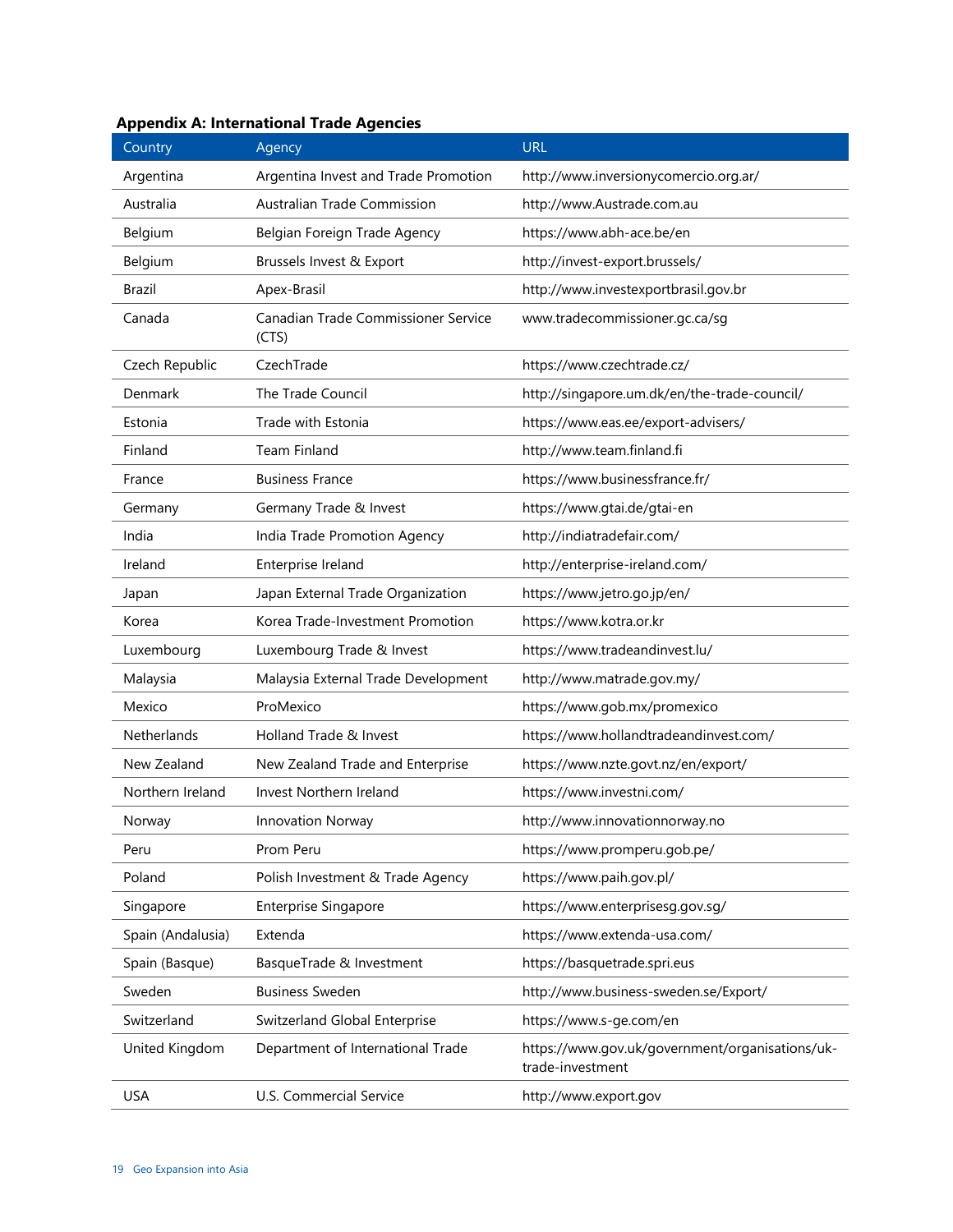**Appendix A: International Trade Agencies**

| Country | Agency | URL |
| --- | --- | --- |
| Argentina | Argentina Invest and Trade Promotion | http://www.inversionycomercio.org.ar/ |
| Australia | Australian Trade Commission | http://www.Austrade.com.au |
| Belgium | Belgian Foreign Trade Agency | https://www.abh-ace.be/en |
| Belgium | Brussels Invest & Export | http://invest-export.brussels/ |
| Brazil | Apex-Brasil | http://www.investexportbrasil.gov.br |
| Canada | Canadian Trade Commissioner Service (CTS) | www.tradecommissioner.gc.ca/sg |
| Czech Republic | CzechTrade | https://www.czechtrade.cz/ |
| Denmark | The Trade Council | http://singapore.um.dk/en/the-trade-council/ |
| Estonia | Trade with Estonia | https://www.eas.ee/export-advisers/ |
| Finland | Team Finland | http://www.team.finland.fi |
| France | Business France | https://www.businessfrance.fr/ |
| Germany | Germany Trade & Invest | https://www.gtai.de/gtai-en |
| India | India Trade Promotion Agency | http://indiatradefair.com/ |
| Ireland | Enterprise Ireland | http://enterprise-ireland.com/ |
| Japan | Japan External Trade Organization | https://www.jetro.go.jp/en/ |
| Korea | Korea Trade-Investment Promotion | https://www.kotra.or.kr |
| Luxembourg | Luxembourg Trade & Invest | https://www.tradeandinvest.lu/ |
| Malaysia | Malaysia External Trade Development | http://www.matrade.gov.my/ |
| Mexico | ProMexico | https://www.gob.mx/promexico |
| Netherlands | Holland Trade & Invest | https://www.hollandtradeandinvest.com/ |
| New Zealand | New Zealand Trade and Enterprise | https://www.nzte.govt.nz/en/export/ |
| Northern Ireland | Invest Northern Ireland | https://www.investni.com/ |
| Norway | Innovation Norway | http://www.innovationnorway.no |
| Peru | Prom Peru | https://www.promperu.gob.pe/ |
| Poland | Polish Investment & Trade Agency | https://www.paih.gov.pl/ |
| Singapore | Enterprise Singapore | https://www.enterprisesg.gov.sg/ |
| Spain (Andalusia) | Extenda | https://www.extenda-usa.com/ |
| Spain (Basque) | BasqueTrade & Investment | https://basquetrade.spri.eus |
| Sweden | Business Sweden | http://www.business-sweden.se/Export/ |
| Switzerland | Switzerland Global Enterprise | https://www.s-ge.com/en |
| United Kingdom | Department of International Trade | https://www.gov.uk/government/organisations/uk-trade-investment |
| USA | U.S. Commercial Service | http://www.export.gov |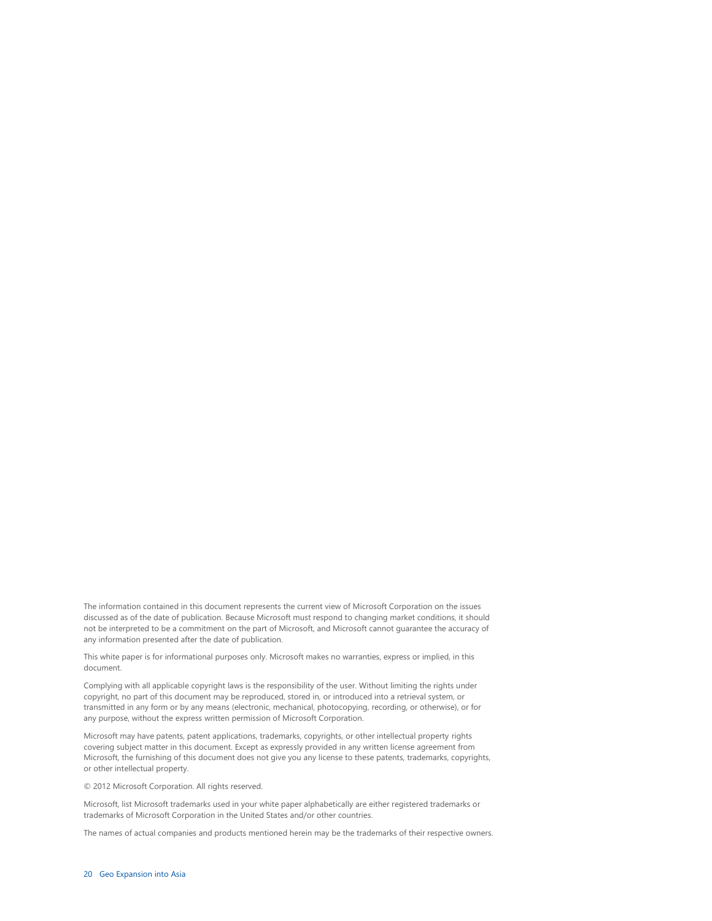The information contained in this document represents the current view of Microsoft Corporation on the issues discussed as of the date of publication. Because Microsoft must respond to changing market conditions, it should not be interpreted to be a commitment on the part of Microsoft, and Microsoft cannot guarantee the accuracy of any information presented after the date of publication.

This white paper is for informational purposes only. Microsoft makes no warranties, express or implied, in this document.

Complying with all applicable copyright laws is the responsibility of the user. Without limiting the rights under copyright, no part of this document may be reproduced, stored in, or introduced into a retrieval system, or transmitted in any form or by any means (electronic, mechanical, photocopying, recording, or otherwise), or for any purpose, without the express written permission of Microsoft Corporation.

Microsoft may have patents, patent applications, trademarks, copyrights, or other intellectual property rights covering subject matter in this document. Except as expressly provided in any written license agreement from Microsoft, the furnishing of this document does not give you any license to these patents, trademarks, copyrights, or other intellectual property.

© 2012 Microsoft Corporation. All rights reserved.

Microsoft, list Microsoft trademarks used in your white paper alphabetically are either registered trademarks or trademarks of Microsoft Corporation in the United States and/or other countries.

The names of actual companies and products mentioned herein may be the trademarks of their respective owners.